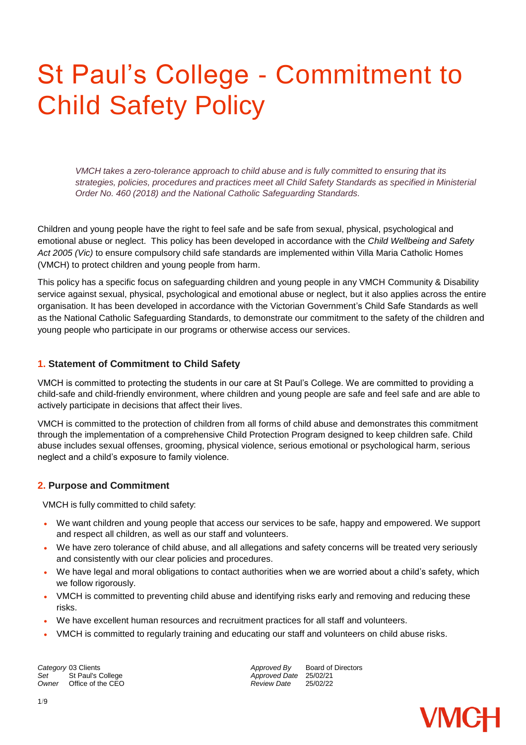# St Paul's College - Commitment to Child Safety Policy

*VMCH takes a zero-tolerance approach to child abuse and is fully committed to ensuring that its strategies, policies, procedures and practices meet all Child Safety Standards as specified in Ministerial Order No. 460 (2018) and the National Catholic Safeguarding Standards.*

Children and young people have the right to feel safe and be safe from sexual, physical, psychological and emotional abuse or neglect. This policy has been developed in accordance with the *Child Wellbeing and Safety Act 2005 (Vic)* to ensure compulsory child safe standards are implemented within Villa Maria Catholic Homes (VMCH) to protect children and young people from harm.

This policy has a specific focus on safeguarding children and young people in any VMCH Community & Disability service against sexual, physical, psychological and emotional abuse or neglect, but it also applies across the entire organisation. It has been developed in accordance with the Victorian Government's Child Safe Standards as well as the National Catholic Safeguarding Standards, to demonstrate our commitment to the safety of the children and young people who participate in our programs or otherwise access our services.

## 1. Statement of Commitment to Child Safety

VMCH is committed to protecting the students in our care at St Paul's College. We are committed to providing a child-safe and child-friendly environment, where children and young people are safe and feel safe and are able to actively participate in decisions that affect their lives.

VMCH is committed to the protection of children from all forms of child abuse and demonstrates this commitment through the implementation of a comprehensive Child Protection Program designed to keep children safe. Child abuse includes sexual offenses, grooming, physical violence, serious emotional or psychological harm, serious neglect and a child's exposure to family violence.

## 2. Purpose and Commitment

VMCH is fully committed to child safety:

- We want children and young people that access our services to be safe, happy and empowered. We support and respect all children, as well as our staff and volunteers.
- We have zero tolerance of child abuse, and all allegations and safety concerns will be treated very seriously and consistently with our clear policies and procedures.
- We have legal and moral obligations to contact authorities when we are worried about a child's safety, which we follow rigorously.
- VMCH is committed to preventing child abuse and identifying risks early and removing and reducing these risks.
- We have excellent human resources and recruitment practices for all staff and volunteers.
- VMCH is committed to regularly training and educating our staff and volunteers on child abuse risks.

| | | | |
|---|---|---|---|
| *Category* | 03 Clients | *Approved By* | Board of Directors |
| *Set* | St Paul's College | *Approved Date* | 25/02/21 |
| *Owner* | Office of the CEO | *Review Date* | 25/02/22 |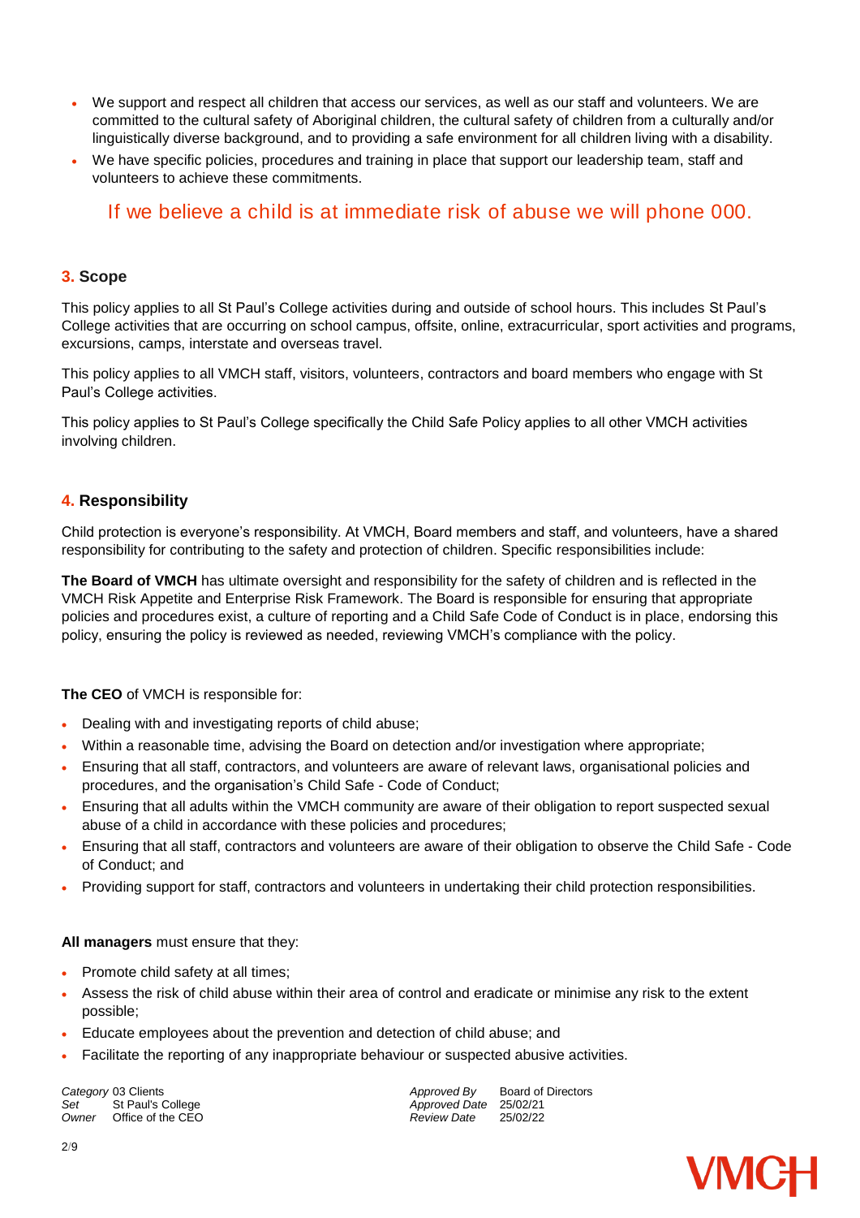- We support and respect all children that access our services, as well as our staff and volunteers. We are committed to the cultural safety of Aboriginal children, the cultural safety of children from a culturally and/or linguistically diverse background, and to providing a safe environment for all children living with a disability.
- We have specific policies, procedures and training in place that support our leadership team, staff and volunteers to achieve these commitments.

If we believe a child is at immediate risk of abuse we will phone 000.

## 3. Scope

This policy applies to all St Paul's College activities during and outside of school hours. This includes St Paul's College activities that are occurring on school campus, offsite, online, extracurricular, sport activities and programs, excursions, camps, interstate and overseas travel.

This policy applies to all VMCH staff, visitors, volunteers, contractors and board members who engage with St Paul's College activities.

This policy applies to St Paul's College specifically the Child Safe Policy applies to all other VMCH activities involving children.

## 4. Responsibility

Child protection is everyone's responsibility. At VMCH, Board members and staff, and volunteers, have a shared responsibility for contributing to the safety and protection of children. Specific responsibilities include:

**The Board of VMCH** has ultimate oversight and responsibility for the safety of children and is reflected in the VMCH Risk Appetite and Enterprise Risk Framework. The Board is responsible for ensuring that appropriate policies and procedures exist, a culture of reporting and a Child Safe Code of Conduct is in place, endorsing this policy, ensuring the policy is reviewed as needed, reviewing VMCH's compliance with the policy.

**The CEO** of VMCH is responsible for:

- Dealing with and investigating reports of child abuse;
- Within a reasonable time, advising the Board on detection and/or investigation where appropriate;
- Ensuring that all staff, contractors, and volunteers are aware of relevant laws, organisational policies and procedures, and the organisation's Child Safe - Code of Conduct;
- Ensuring that all adults within the VMCH community are aware of their obligation to report suspected sexual abuse of a child in accordance with these policies and procedures;
- Ensuring that all staff, contractors and volunteers are aware of their obligation to observe the Child Safe - Code of Conduct; and
- Providing support for staff, contractors and volunteers in undertaking their child protection responsibilities.

**All managers** must ensure that they:

- Promote child safety at all times;
- Assess the risk of child abuse within their area of control and eradicate or minimise any risk to the extent possible;
- Educate employees about the prevention and detection of child abuse; and
- Facilitate the reporting of any inappropriate behaviour or suspected abusive activities.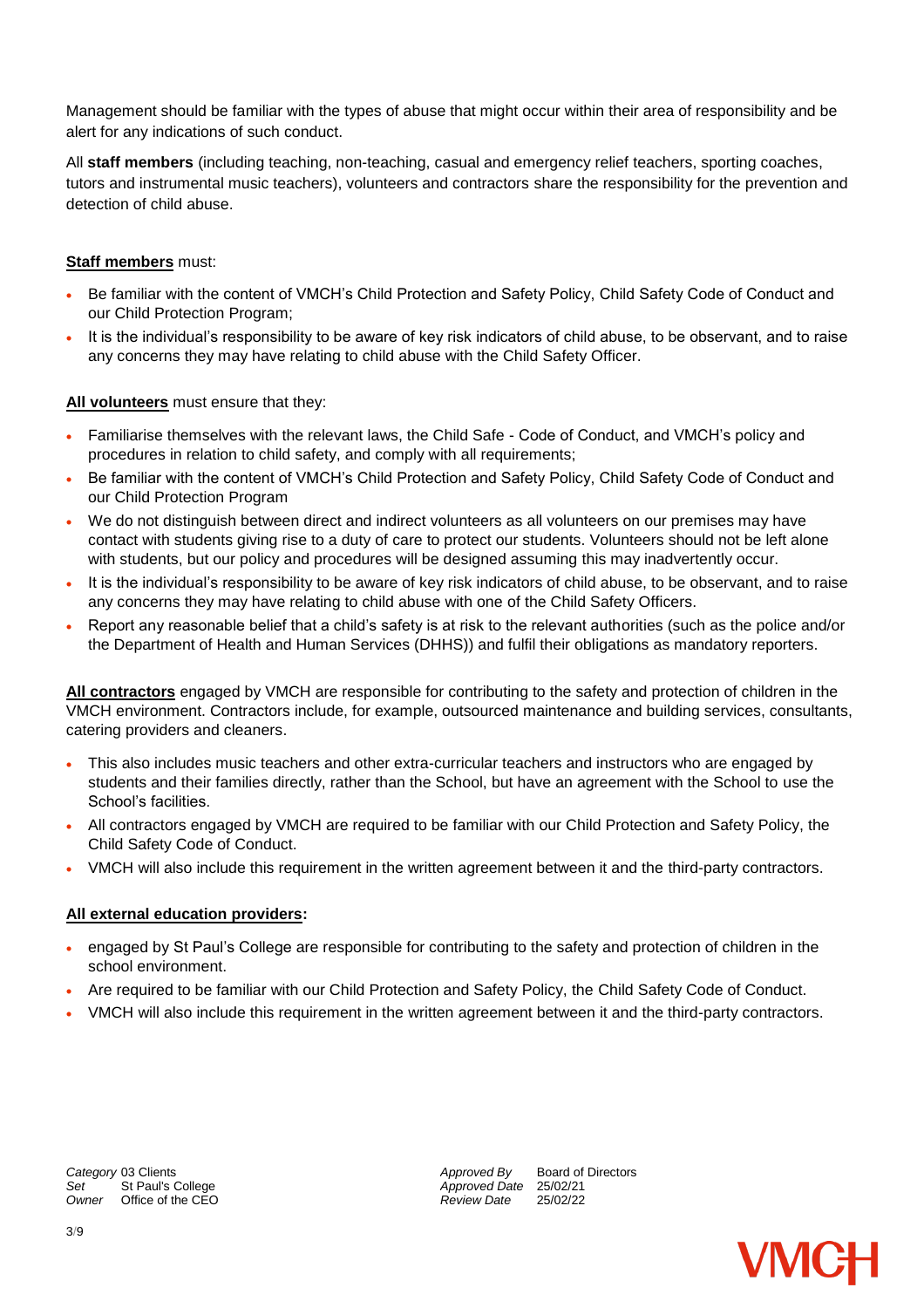Management should be familiar with the types of abuse that might occur within their area of responsibility and be alert for any indications of such conduct.

All **staff members** (including teaching, non-teaching, casual and emergency relief teachers, sporting coaches, tutors and instrumental music teachers), volunteers and contractors share the responsibility for the prevention and detection of child abuse.

**Staff members** must:

- Be familiar with the content of VMCH's Child Protection and Safety Policy, Child Safety Code of Conduct and our Child Protection Program;
- It is the individual's responsibility to be aware of key risk indicators of child abuse, to be observant, and to raise any concerns they may have relating to child abuse with the Child Safety Officer.

**All volunteers** must ensure that they:

- Familiarise themselves with the relevant laws, the Child Safe - Code of Conduct, and VMCH's policy and procedures in relation to child safety, and comply with all requirements;
- Be familiar with the content of VMCH's Child Protection and Safety Policy, Child Safety Code of Conduct and our Child Protection Program
- We do not distinguish between direct and indirect volunteers as all volunteers on our premises may have contact with students giving rise to a duty of care to protect our students. Volunteers should not be left alone with students, but our policy and procedures will be designed assuming this may inadvertently occur.
- It is the individual's responsibility to be aware of key risk indicators of child abuse, to be observant, and to raise any concerns they may have relating to child abuse with one of the Child Safety Officers.
- Report any reasonable belief that a child's safety is at risk to the relevant authorities (such as the police and/or the Department of Health and Human Services (DHHS)) and fulfil their obligations as mandatory reporters.

**All contractors** engaged by VMCH are responsible for contributing to the safety and protection of children in the VMCH environment. Contractors include, for example, outsourced maintenance and building services, consultants, catering providers and cleaners.

- This also includes music teachers and other extra-curricular teachers and instructors who are engaged by students and their families directly, rather than the School, but have an agreement with the School to use the School's facilities.
- All contractors engaged by VMCH are required to be familiar with our Child Protection and Safety Policy, the Child Safety Code of Conduct.
- VMCH will also include this requirement in the written agreement between it and the third-party contractors.

**All external education providers:**

- engaged by St Paul's College are responsible for contributing to the safety and protection of children in the school environment.
- Are required to be familiar with our Child Protection and Safety Policy, the Child Safety Code of Conduct.
- VMCH will also include this requirement in the written agreement between it and the third-party contractors.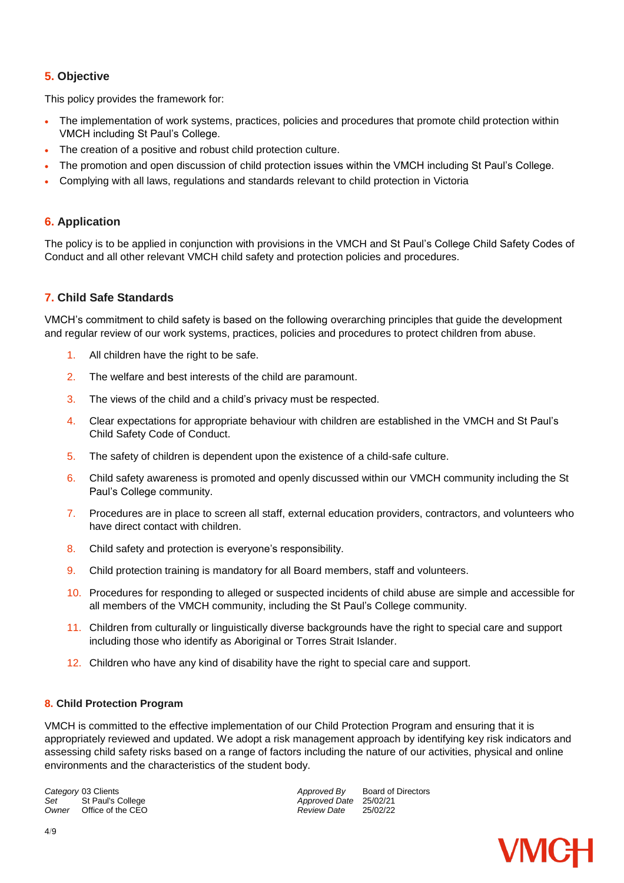## 5. Objective

This policy provides the framework for:

- The implementation of work systems, practices, policies and procedures that promote child protection within VMCH including St Paul's College.
- The creation of a positive and robust child protection culture.
- The promotion and open discussion of child protection issues within the VMCH including St Paul's College.
- Complying with all laws, regulations and standards relevant to child protection in Victoria

## 6. Application

The policy is to be applied in conjunction with provisions in the VMCH and St Paul's College Child Safety Codes of Conduct and all other relevant VMCH child safety and protection policies and procedures.

## 7. Child Safe Standards

VMCH's commitment to child safety is based on the following overarching principles that guide the development and regular review of our work systems, practices, policies and procedures to protect children from abuse.

1. All children have the right to be safe.
2. The welfare and best interests of the child are paramount.
3. The views of the child and a child's privacy must be respected.
4. Clear expectations for appropriate behaviour with children are established in the VMCH and St Paul's Child Safety Code of Conduct.
5. The safety of children is dependent upon the existence of a child-safe culture.
6. Child safety awareness is promoted and openly discussed within our VMCH community including the St Paul's College community.
7. Procedures are in place to screen all staff, external education providers, contractors, and volunteers who have direct contact with children.
8. Child safety and protection is everyone's responsibility.
9. Child protection training is mandatory for all Board members, staff and volunteers.
10. Procedures for responding to alleged or suspected incidents of child abuse are simple and accessible for all members of the VMCH community, including the St Paul's College community.
11. Children from culturally or linguistically diverse backgrounds have the right to special care and support including those who identify as Aboriginal or Torres Strait Islander.
12. Children who have any kind of disability have the right to special care and support.

### 8. Child Protection Program

VMCH is committed to the effective implementation of our Child Protection Program and ensuring that it is appropriately reviewed and updated. We adopt a risk management approach by identifying key risk indicators and assessing child safety risks based on a range of factors including the nature of our activities, physical and online environments and the characteristics of the student body.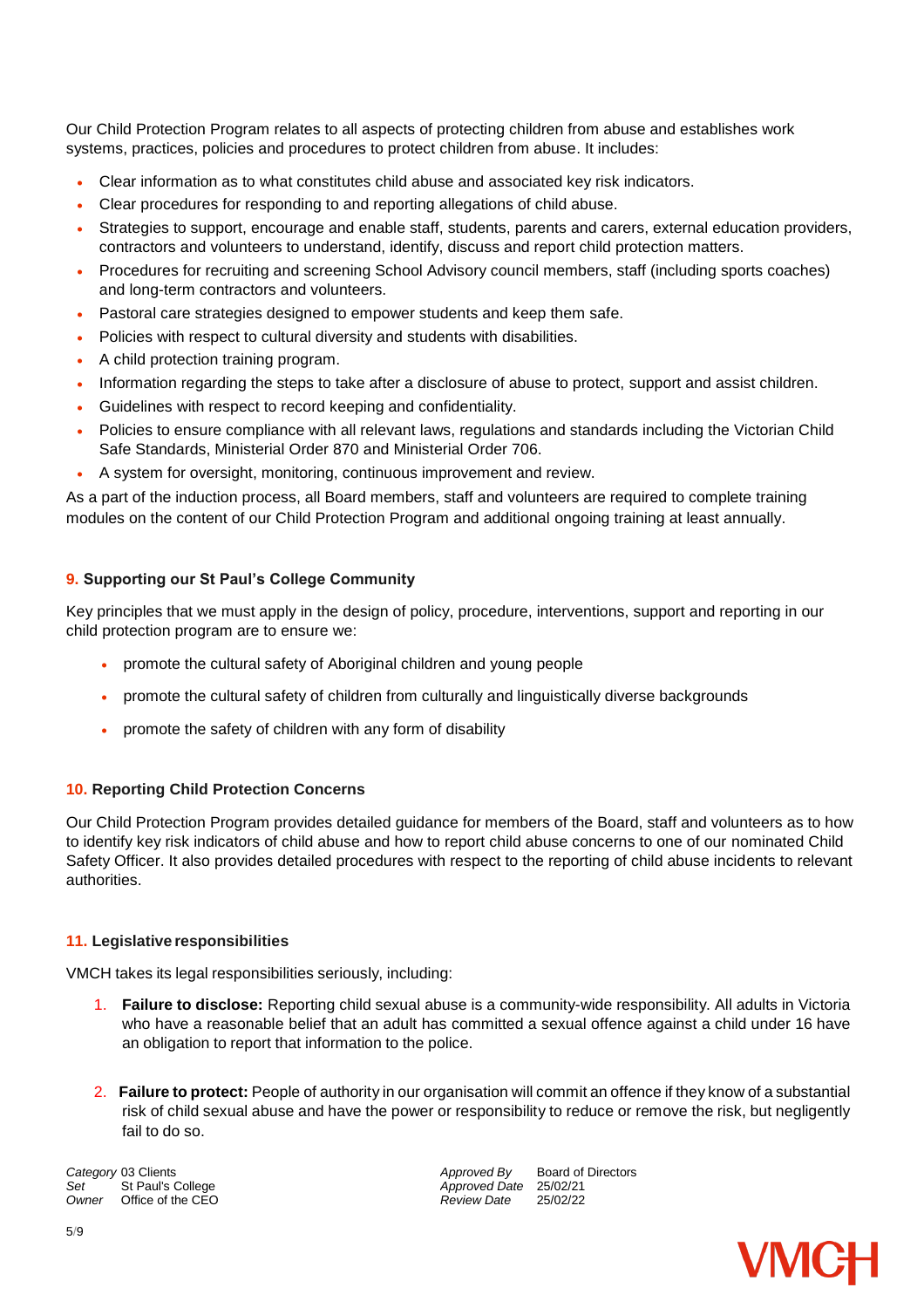Our Child Protection Program relates to all aspects of protecting children from abuse and establishes work systems, practices, policies and procedures to protect children from abuse. It includes:

- Clear information as to what constitutes child abuse and associated key risk indicators.
- Clear procedures for responding to and reporting allegations of child abuse.
- Strategies to support, encourage and enable staff, students, parents and carers, external education providers, contractors and volunteers to understand, identify, discuss and report child protection matters.
- Procedures for recruiting and screening School Advisory council members, staff (including sports coaches) and long-term contractors and volunteers.
- Pastoral care strategies designed to empower students and keep them safe.
- Policies with respect to cultural diversity and students with disabilities.
- A child protection training program.
- Information regarding the steps to take after a disclosure of abuse to protect, support and assist children.
- Guidelines with respect to record keeping and confidentiality.
- Policies to ensure compliance with all relevant laws, regulations and standards including the Victorian Child Safe Standards, Ministerial Order 870 and Ministerial Order 706.
- A system for oversight, monitoring, continuous improvement and review.

As a part of the induction process, all Board members, staff and volunteers are required to complete training modules on the content of our Child Protection Program and additional ongoing training at least annually.

### 9. Supporting our St Paul's College Community

Key principles that we must apply in the design of policy, procedure, interventions, support and reporting in our child protection program are to ensure we:

- promote the cultural safety of Aboriginal children and young people
- promote the cultural safety of children from culturally and linguistically diverse backgrounds
- promote the safety of children with any form of disability

### 10. Reporting Child Protection Concerns

Our Child Protection Program provides detailed guidance for members of the Board, staff and volunteers as to how to identify key risk indicators of child abuse and how to report child abuse concerns to one of our nominated Child Safety Officer. It also provides detailed procedures with respect to the reporting of child abuse incidents to relevant authorities.

### 11. Legislative responsibilities

VMCH takes its legal responsibilities seriously, including:

1. **Failure to disclose:** Reporting child sexual abuse is a community-wide responsibility. All adults in Victoria who have a reasonable belief that an adult has committed a sexual offence against a child under 16 have an obligation to report that information to the police.
2. **Failure to protect:** People of authority in our organisation will commit an offence if they know of a substantial risk of child sexual abuse and have the power or responsibility to reduce or remove the risk, but negligently fail to do so.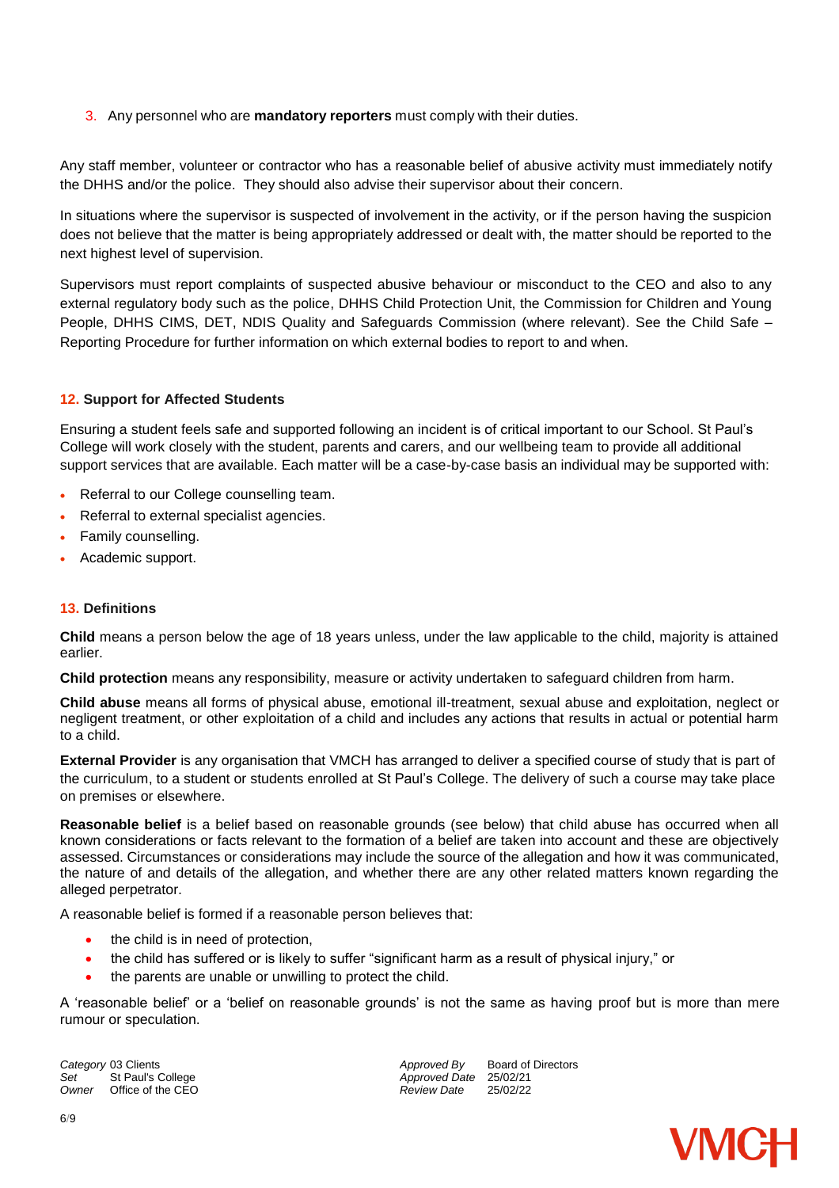3. Any personnel who are **mandatory reporters** must comply with their duties.

Any staff member, volunteer or contractor who has a reasonable belief of abusive activity must immediately notify the DHHS and/or the police. They should also advise their supervisor about their concern.

In situations where the supervisor is suspected of involvement in the activity, or if the person having the suspicion does not believe that the matter is being appropriately addressed or dealt with, the matter should be reported to the next highest level of supervision.

Supervisors must report complaints of suspected abusive behaviour or misconduct to the CEO and also to any external regulatory body such as the police, DHHS Child Protection Unit, the Commission for Children and Young People, DHHS CIMS, DET, NDIS Quality and Safeguards Commission (where relevant). See the Child Safe – Reporting Procedure for further information on which external bodies to report to and when.

## 12. Support for Affected Students

Ensuring a student feels safe and supported following an incident is of critical important to our School. St Paul's College will work closely with the student, parents and carers, and our wellbeing team to provide all additional support services that are available. Each matter will be a case-by-case basis an individual may be supported with:

- Referral to our College counselling team.
- Referral to external specialist agencies.
- Family counselling.
- Academic support.

## 13. Definitions

**Child** means a person below the age of 18 years unless, under the law applicable to the child, majority is attained earlier.

**Child protection** means any responsibility, measure or activity undertaken to safeguard children from harm.

**Child abuse** means all forms of physical abuse, emotional ill-treatment, sexual abuse and exploitation, neglect or negligent treatment, or other exploitation of a child and includes any actions that results in actual or potential harm to a child.

**External Provider** is any organisation that VMCH has arranged to deliver a specified course of study that is part of the curriculum, to a student or students enrolled at St Paul's College. The delivery of such a course may take place on premises or elsewhere.

**Reasonable belief** is a belief based on reasonable grounds (see below) that child abuse has occurred when all known considerations or facts relevant to the formation of a belief are taken into account and these are objectively assessed. Circumstances or considerations may include the source of the allegation and how it was communicated, the nature of and details of the allegation, and whether there are any other related matters known regarding the alleged perpetrator.

A reasonable belief is formed if a reasonable person believes that:

- the child is in need of protection,
- the child has suffered or is likely to suffer "significant harm as a result of physical injury," or
- the parents are unable or unwilling to protect the child.

A 'reasonable belief' or a 'belief on reasonable grounds' is not the same as having proof but is more than mere rumour or speculation.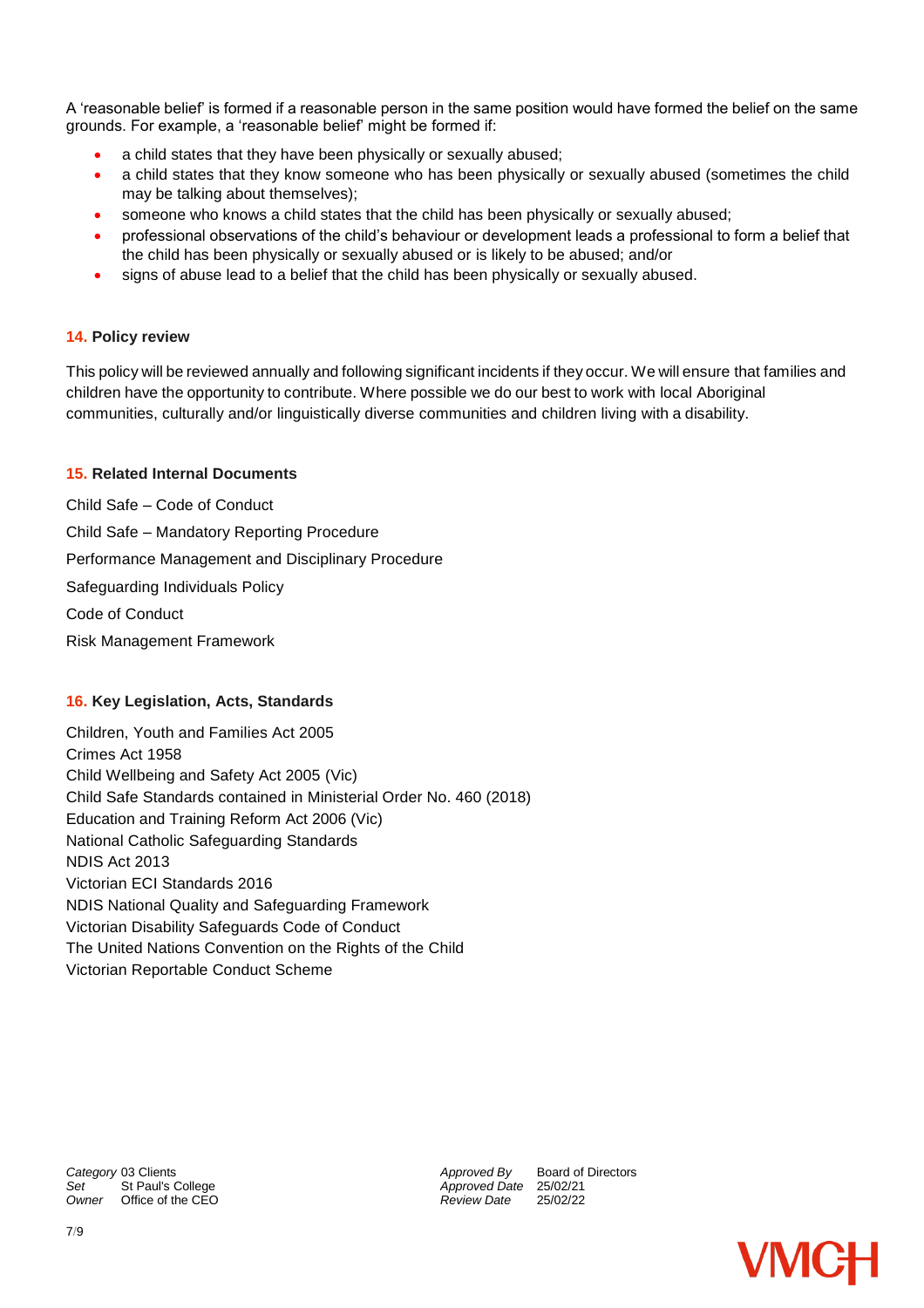A 'reasonable belief' is formed if a reasonable person in the same position would have formed the belief on the same grounds. For example, a 'reasonable belief' might be formed if:

- a child states that they have been physically or sexually abused;
- a child states that they know someone who has been physically or sexually abused (sometimes the child may be talking about themselves);
- someone who knows a child states that the child has been physically or sexually abused;
- professional observations of the child's behaviour or development leads a professional to form a belief that the child has been physically or sexually abused or is likely to be abused; and/or
- signs of abuse lead to a belief that the child has been physically or sexually abused.

## 14. Policy review

This policy will be reviewed annually and following significant incidents if they occur. We will ensure that families and children have the opportunity to contribute. Where possible we do our best to work with local Aboriginal communities, culturally and/or linguistically diverse communities and children living with a disability.

## 15. Related Internal Documents

Child Safe – Code of Conduct

Child Safe – Mandatory Reporting Procedure

Performance Management and Disciplinary Procedure

Safeguarding Individuals Policy

Code of Conduct

Risk Management Framework

## 16. Key Legislation, Acts, Standards

Children, Youth and Families Act 2005
Crimes Act 1958
Child Wellbeing and Safety Act 2005 (Vic)
Child Safe Standards contained in Ministerial Order No. 460 (2018)
Education and Training Reform Act 2006 (Vic)
National Catholic Safeguarding Standards
NDIS Act 2013
Victorian ECI Standards 2016
NDIS National Quality and Safeguarding Framework
Victorian Disability Safeguards Code of Conduct
The United Nations Convention on the Rights of the Child
Victorian Reportable Conduct Scheme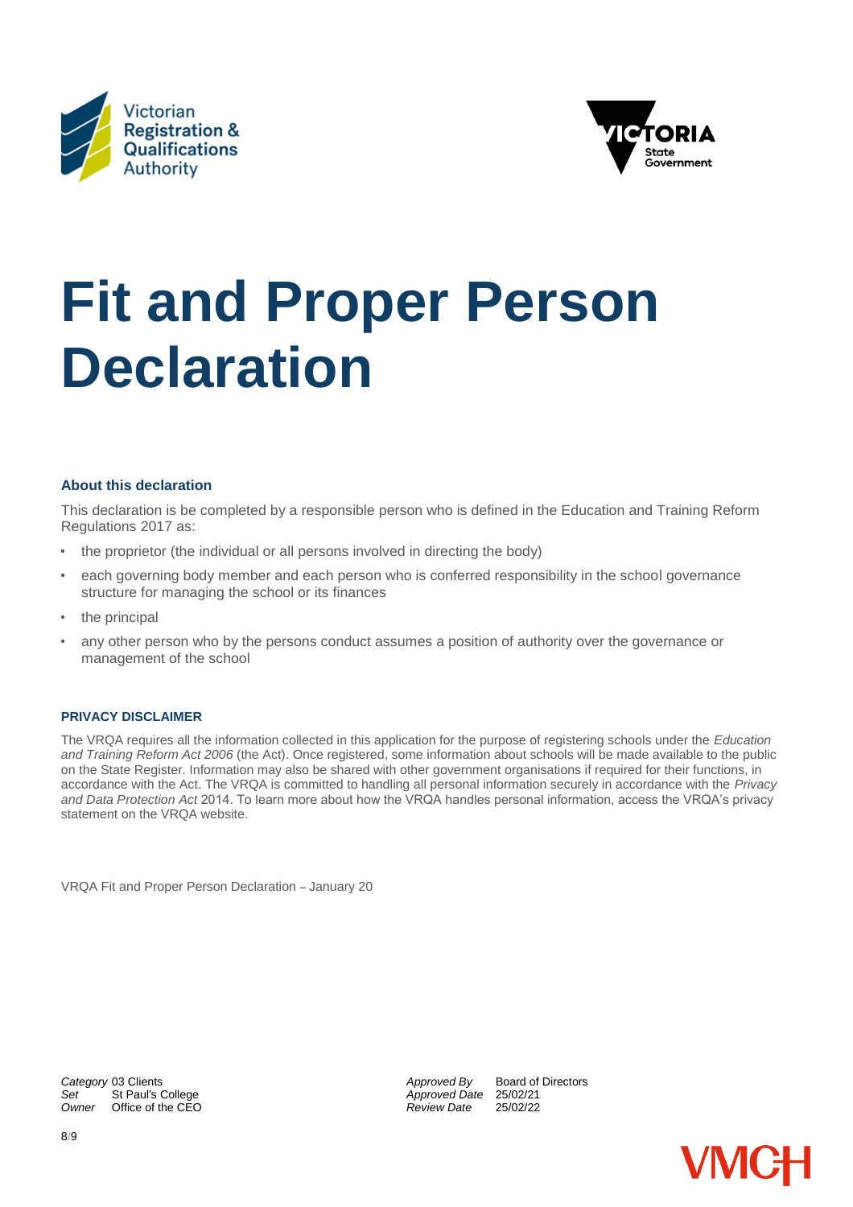# Fit and Proper Person Declaration

### About this declaration

This declaration is be completed by a responsible person who is defined in the Education and Training Reform Regulations 2017 as:

- the proprietor (the individual or all persons involved in directing the body)
- each governing body member and each person who is conferred responsibility in the school governance structure for managing the school or its finances
- the principal
- any other person who by the persons conduct assumes a position of authority over the governance or management of the school

#### PRIVACY DISCLAIMER

The VRQA requires all the information collected in this application for the purpose of registering schools under the *Education and Training Reform Act 2006* (the Act). Once registered, some information about schools will be made available to the public on the State Register. Information may also be shared with other government organisations if required for their functions, in accordance with the Act. The VRQA is committed to handling all personal information securely in accordance with the *Privacy and Data Protection Act* 2014. To learn more about how the VRQA handles personal information, access the VRQA's privacy statement on the VRQA website.

VRQA Fit and Proper Person Declaration – January 20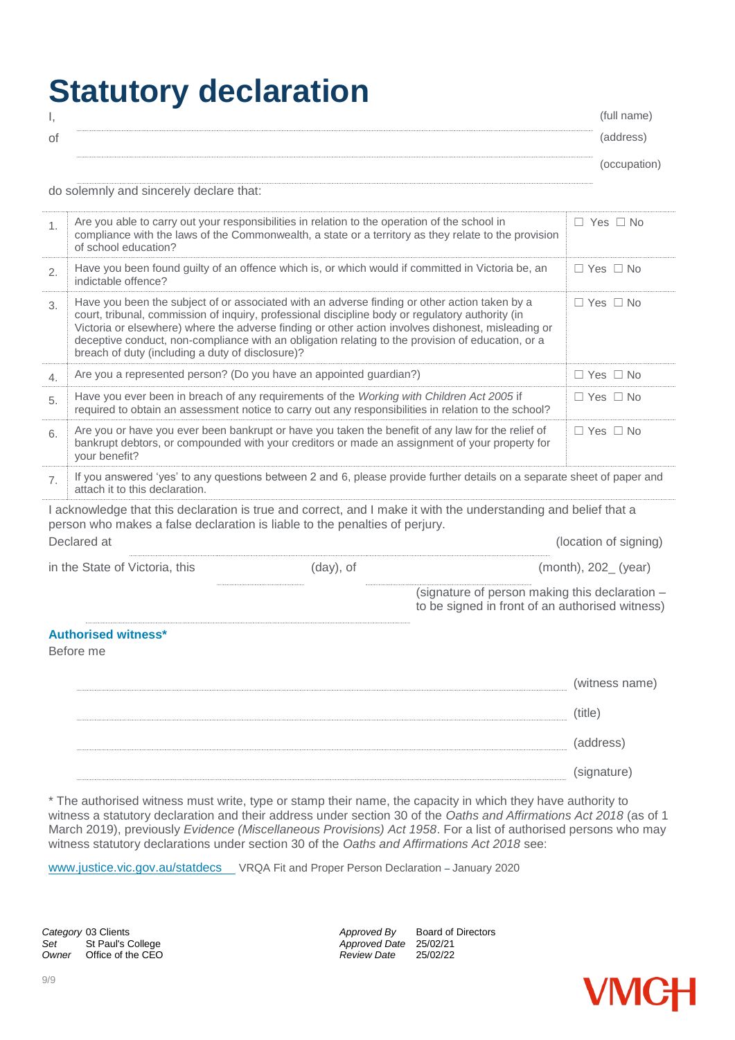# Statutory declaration

I, ........................................................................................................ (full name)

of ........................................................................................................ (address)

........................................................................................................ (occupation)

do solemnly and sincerely declare that:

| | | |
|---|---|---|
| 1. | Are you able to carry out your responsibilities in relation to the operation of the school in compliance with the laws of the Commonwealth, a state or a territory as they relate to the provision of school education? | ☐ Yes ☐ No |
| 2. | Have you been found guilty of an offence which is, or which would if committed in Victoria be, an indictable offence? | ☐ Yes ☐ No |
| 3. | Have you been the subject of or associated with an adverse finding or other action taken by a court, tribunal, commission of inquiry, professional discipline body or regulatory authority (in Victoria or elsewhere) where the adverse finding or other action involves dishonest, misleading or deceptive conduct, non-compliance with an obligation relating to the provision of education, or a breach of duty (including a duty of disclosure)? | ☐ Yes ☐ No |
| 4. | Are you a represented person? (Do you have an appointed guardian?) | ☐ Yes ☐ No |
| 5. | Have you ever been in breach of any requirements of the *Working with Children Act 2005* if required to obtain an assessment notice to carry out any responsibilities in relation to the school? | ☐ Yes ☐ No |
| 6. | Are you or have you ever been bankrupt or have you taken the benefit of any law for the relief of bankrupt debtors, or compounded with your creditors or made an assignment of your property for your benefit? | ☐ Yes ☐ No |
| 7. | If you answered 'yes' to any questions between 2 and 6, please provide further details on a separate sheet of paper and attach it to this declaration. | |

I acknowledge that this declaration is true and correct, and I make it with the understanding and belief that a person who makes a false declaration is liable to the penalties of perjury.

Declared at ........................................................................................................ (location of signing)

in the State of Victoria, this .................... (day), of .................................... (month), 202_ (year)

........................................................................................................ (signature of person making this declaration – to be signed in front of an authorised witness)

**Authorised witness***

Before me

........................................................................................................ (witness name)

........................................................................................................ (title)

........................................................................................................ (address)

........................................................................................................ (signature)

* The authorised witness must write, type or stamp their name, the capacity in which they have authority to witness a statutory declaration and their address under section 30 of the *Oaths and Affirmations Act 2018* (as of 1 March 2019), previously *Evidence (Miscellaneous Provisions) Act 1958*. For a list of authorised persons who may witness statutory declarations under section 30 of the *Oaths and Affirmations Act 2018* see:

www.justice.vic.gov.au/statdecs VRQA Fit and Proper Person Declaration – January 2020

*Category* 03 Clients
*Set* St Paul's College
*Owner* Office of the CEO

*Approved By* Board of Directors
*Approved Date* 25/02/21
*Review Date* 25/02/22

VMCH